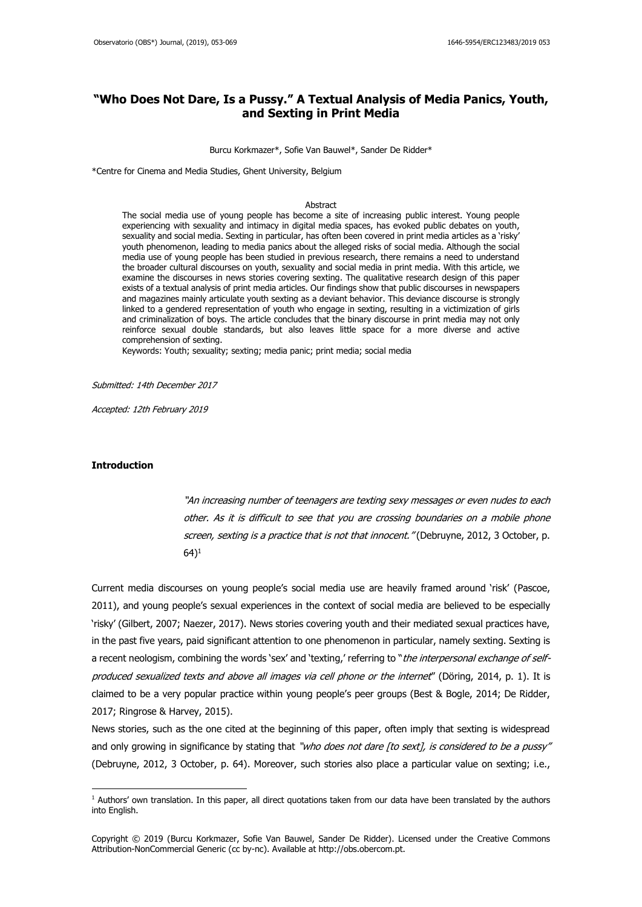# "Who Does Not Dare, Is a Pussy." A Textual Analysis of Media Panics, Youth, and Sexting in Print Media

Burcu Korkmazer*, Sofie Van Bauwel*, Sander De Ridder*

*Centre for Cinema and Media Studies, Ghent University, Belgium

## Abstract

The social media use of young people has become a site of increasing public interest. Young people experiencing with sexuality and intimacy in digital media spaces, has evoked public debates on youth, sexuality and social media. Sexting in particular, has often been covered in print media articles as a 'risky' youth phenomenon, leading to media panics about the alleged risks of social media. Although the social media use of young people has been studied in previous research, there remains a need to understand the broader cultural discourses on youth, sexuality and social media in print media. With this article, we examine the discourses in news stories covering sexting. The qualitative research design of this paper exists of a textual analysis of print media articles. Our findings show that public discourses in newspapers and magazines mainly articulate youth sexting as a deviant behavior. This deviance discourse is strongly linked to a gendered representation of youth who engage in sexting, resulting in a victimization of girls and criminalization of boys. The article concludes that the binary discourse in print media may not only reinforce sexual double standards, but also leaves little space for a more diverse and active comprehension of sexting.

Keywords: Youth; sexuality; sexting; media panic; print media; social media

*Submitted: 14th December 2017*

*Accepted: 12th February 2019*

## Introduction

> *"An increasing number of teenagers are texting sexy messages or even nudes to each other. As it is difficult to see that you are crossing boundaries on a mobile phone screen, sexting is a practice that is not that innocent."* (Debruyne, 2012, 3 October, p. 64)[1]

Current media discourses on young people's social media use are heavily framed around 'risk' (Pascoe, 2011), and young people's sexual experiences in the context of social media are believed to be especially 'risky' (Gilbert, 2007; Naezer, 2017). News stories covering youth and their mediated sexual practices have, in the past five years, paid significant attention to one phenomenon in particular, namely sexting. Sexting is a recent neologism, combining the words 'sex' and 'texting,' referring to "*the interpersonal exchange of self-produced sexualized texts and above all images via cell phone or the internet*" (Döring, 2014, p. 1). It is claimed to be a very popular practice within young people's peer groups (Best & Bogle, 2014; De Ridder, 2017; Ringrose & Harvey, 2015).

News stories, such as the one cited at the beginning of this paper, often imply that sexting is widespread and only growing in significance by stating that *"who does not dare [to sext], is considered to be a pussy"* (Debruyne, 2012, 3 October, p. 64). Moreover, such stories also place a particular value on sexting; i.e.,

[1] Authors' own translation. In this paper, all direct quotations taken from our data have been translated by the authors into English.

Copyright © 2019 (Burcu Korkmazer, Sofie Van Bauwel, Sander De Ridder). Licensed under the Creative Commons Attribution-NonCommercial Generic (cc by-nc). Available at http://obs.obercom.pt.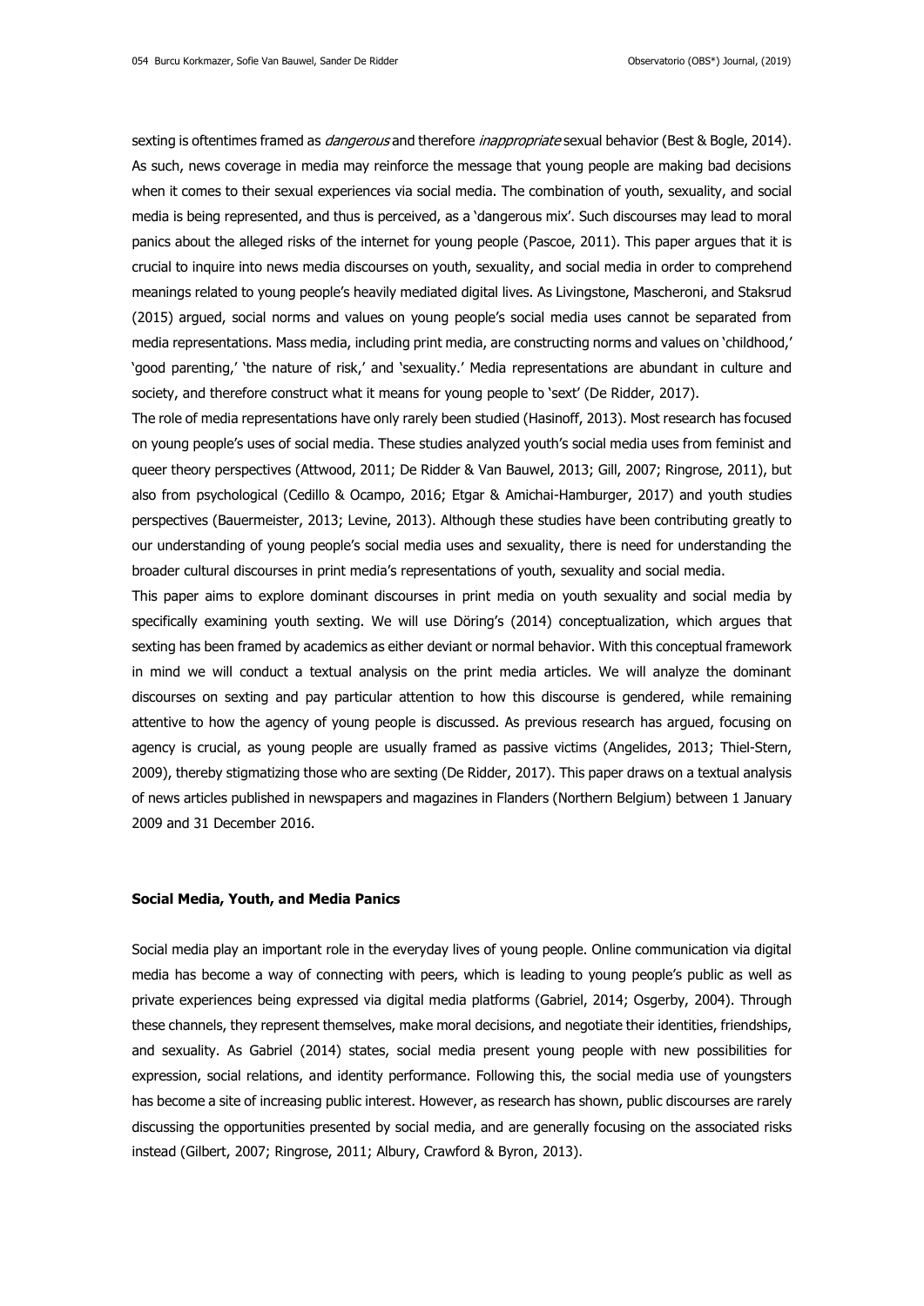sexting is oftentimes framed as *dangerous* and therefore *inappropriate* sexual behavior (Best & Bogle, 2014). As such, news coverage in media may reinforce the message that young people are making bad decisions when it comes to their sexual experiences via social media. The combination of youth, sexuality, and social media is being represented, and thus is perceived, as a 'dangerous mix'. Such discourses may lead to moral panics about the alleged risks of the internet for young people (Pascoe, 2011). This paper argues that it is crucial to inquire into news media discourses on youth, sexuality, and social media in order to comprehend meanings related to young people's heavily mediated digital lives. As Livingstone, Mascheroni, and Staksrud (2015) argued, social norms and values on young people's social media uses cannot be separated from media representations. Mass media, including print media, are constructing norms and values on 'childhood,' 'good parenting,' 'the nature of risk,' and 'sexuality.' Media representations are abundant in culture and society, and therefore construct what it means for young people to 'sext' (De Ridder, 2017).

The role of media representations have only rarely been studied (Hasinoff, 2013). Most research has focused on young people's uses of social media. These studies analyzed youth's social media uses from feminist and queer theory perspectives (Attwood, 2011; De Ridder & Van Bauwel, 2013; Gill, 2007; Ringrose, 2011), but also from psychological (Cedillo & Ocampo, 2016; Etgar & Amichai-Hamburger, 2017) and youth studies perspectives (Bauermeister, 2013; Levine, 2013). Although these studies have been contributing greatly to our understanding of young people's social media uses and sexuality, there is need for understanding the broader cultural discourses in print media's representations of youth, sexuality and social media.

This paper aims to explore dominant discourses in print media on youth sexuality and social media by specifically examining youth sexting. We will use Döring's (2014) conceptualization, which argues that sexting has been framed by academics as either deviant or normal behavior. With this conceptual framework in mind we will conduct a textual analysis on the print media articles. We will analyze the dominant discourses on sexting and pay particular attention to how this discourse is gendered, while remaining attentive to how the agency of young people is discussed. As previous research has argued, focusing on agency is crucial, as young people are usually framed as passive victims (Angelides, 2013; Thiel-Stern, 2009), thereby stigmatizing those who are sexting (De Ridder, 2017). This paper draws on a textual analysis of news articles published in newspapers and magazines in Flanders (Northern Belgium) between 1 January 2009 and 31 December 2016.

## Social Media, Youth, and Media Panics

Social media play an important role in the everyday lives of young people. Online communication via digital media has become a way of connecting with peers, which is leading to young people's public as well as private experiences being expressed via digital media platforms (Gabriel, 2014; Osgerby, 2004). Through these channels, they represent themselves, make moral decisions, and negotiate their identities, friendships, and sexuality. As Gabriel (2014) states, social media present young people with new possibilities for expression, social relations, and identity performance. Following this, the social media use of youngsters has become a site of increasing public interest. However, as research has shown, public discourses are rarely discussing the opportunities presented by social media, and are generally focusing on the associated risks instead (Gilbert, 2007; Ringrose, 2011; Albury, Crawford & Byron, 2013).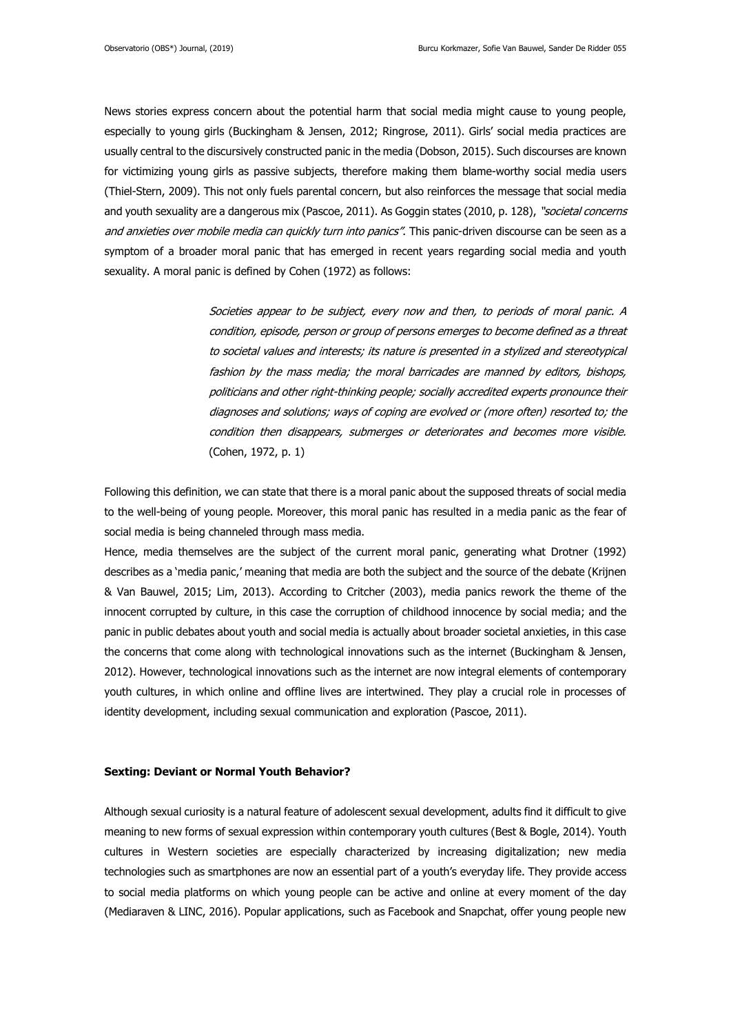News stories express concern about the potential harm that social media might cause to young people, especially to young girls (Buckingham & Jensen, 2012; Ringrose, 2011). Girls' social media practices are usually central to the discursively constructed panic in the media (Dobson, 2015). Such discourses are known for victimizing young girls as passive subjects, therefore making them blame-worthy social media users (Thiel-Stern, 2009). This not only fuels parental concern, but also reinforces the message that social media and youth sexuality are a dangerous mix (Pascoe, 2011). As Goggin states (2010, p. 128), *"societal concerns and anxieties over mobile media can quickly turn into panics"*. This panic-driven discourse can be seen as a symptom of a broader moral panic that has emerged in recent years regarding social media and youth sexuality. A moral panic is defined by Cohen (1972) as follows:

> *Societies appear to be subject, every now and then, to periods of moral panic. A condition, episode, person or group of persons emerges to become defined as a threat to societal values and interests; its nature is presented in a stylized and stereotypical fashion by the mass media; the moral barricades are manned by editors, bishops, politicians and other right-thinking people; socially accredited experts pronounce their diagnoses and solutions; ways of coping are evolved or (more often) resorted to; the condition then disappears, submerges or deteriorates and becomes more visible.* (Cohen, 1972, p. 1)

Following this definition, we can state that there is a moral panic about the supposed threats of social media to the well-being of young people. Moreover, this moral panic has resulted in a media panic as the fear of social media is being channeled through mass media.

Hence, media themselves are the subject of the current moral panic, generating what Drotner (1992) describes as a 'media panic,' meaning that media are both the subject and the source of the debate (Krijnen & Van Bauwel, 2015; Lim, 2013). According to Critcher (2003), media panics rework the theme of the innocent corrupted by culture, in this case the corruption of childhood innocence by social media; and the panic in public debates about youth and social media is actually about broader societal anxieties, in this case the concerns that come along with technological innovations such as the internet (Buckingham & Jensen, 2012). However, technological innovations such as the internet are now integral elements of contemporary youth cultures, in which online and offline lives are intertwined. They play a crucial role in processes of identity development, including sexual communication and exploration (Pascoe, 2011).

**Sexting: Deviant or Normal Youth Behavior?**

Although sexual curiosity is a natural feature of adolescent sexual development, adults find it difficult to give meaning to new forms of sexual expression within contemporary youth cultures (Best & Bogle, 2014). Youth cultures in Western societies are especially characterized by increasing digitalization; new media technologies such as smartphones are now an essential part of a youth's everyday life. They provide access to social media platforms on which young people can be active and online at every moment of the day (Mediaraven & LINC, 2016). Popular applications, such as Facebook and Snapchat, offer young people new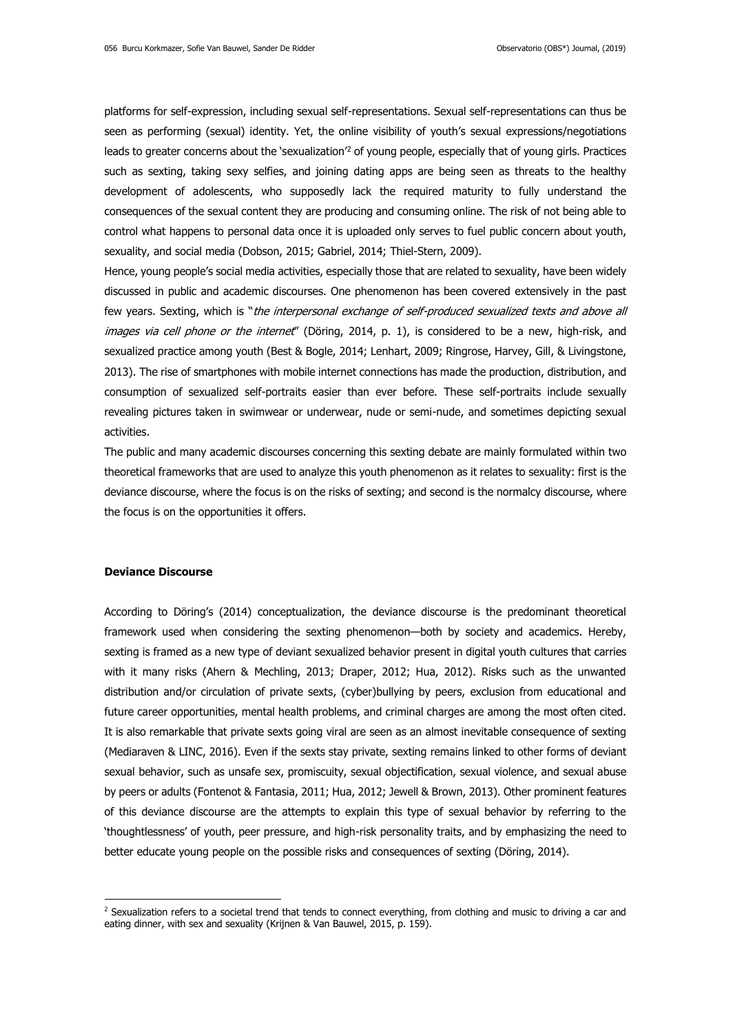platforms for self-expression, including sexual self-representations. Sexual self-representations can thus be seen as performing (sexual) identity. Yet, the online visibility of youth's sexual expressions/negotiations leads to greater concerns about the 'sexualization'[2] of young people, especially that of young girls. Practices such as sexting, taking sexy selfies, and joining dating apps are being seen as threats to the healthy development of adolescents, who supposedly lack the required maturity to fully understand the consequences of the sexual content they are producing and consuming online. The risk of not being able to control what happens to personal data once it is uploaded only serves to fuel public concern about youth, sexuality, and social media (Dobson, 2015; Gabriel, 2014; Thiel-Stern, 2009).

Hence, young people's social media activities, especially those that are related to sexuality, have been widely discussed in public and academic discourses. One phenomenon has been covered extensively in the past few years. Sexting, which is "*the interpersonal exchange of self-produced sexualized texts and above all images via cell phone or the internet*" (Döring, 2014, p. 1), is considered to be a new, high-risk, and sexualized practice among youth (Best & Bogle, 2014; Lenhart, 2009; Ringrose, Harvey, Gill, & Livingstone, 2013). The rise of smartphones with mobile internet connections has made the production, distribution, and consumption of sexualized self-portraits easier than ever before. These self-portraits include sexually revealing pictures taken in swimwear or underwear, nude or semi-nude, and sometimes depicting sexual activities.

The public and many academic discourses concerning this sexting debate are mainly formulated within two theoretical frameworks that are used to analyze this youth phenomenon as it relates to sexuality: first is the deviance discourse, where the focus is on the risks of sexting; and second is the normalcy discourse, where the focus is on the opportunities it offers.

**Deviance Discourse**

According to Döring's (2014) conceptualization, the deviance discourse is the predominant theoretical framework used when considering the sexting phenomenon—both by society and academics. Hereby, sexting is framed as a new type of deviant sexualized behavior present in digital youth cultures that carries with it many risks (Ahern & Mechling, 2013; Draper, 2012; Hua, 2012). Risks such as the unwanted distribution and/or circulation of private sexts, (cyber)bullying by peers, exclusion from educational and future career opportunities, mental health problems, and criminal charges are among the most often cited. It is also remarkable that private sexts going viral are seen as an almost inevitable consequence of sexting (Mediaraven & LINC, 2016). Even if the sexts stay private, sexting remains linked to other forms of deviant sexual behavior, such as unsafe sex, promiscuity, sexual objectification, sexual violence, and sexual abuse by peers or adults (Fontenot & Fantasia, 2011; Hua, 2012; Jewell & Brown, 2013). Other prominent features of this deviance discourse are the attempts to explain this type of sexual behavior by referring to the 'thoughtlessness' of youth, peer pressure, and high-risk personality traits, and by emphasizing the need to better educate young people on the possible risks and consequences of sexting (Döring, 2014).

[2] Sexualization refers to a societal trend that tends to connect everything, from clothing and music to driving a car and eating dinner, with sex and sexuality (Krijnen & Van Bauwel, 2015, p. 159).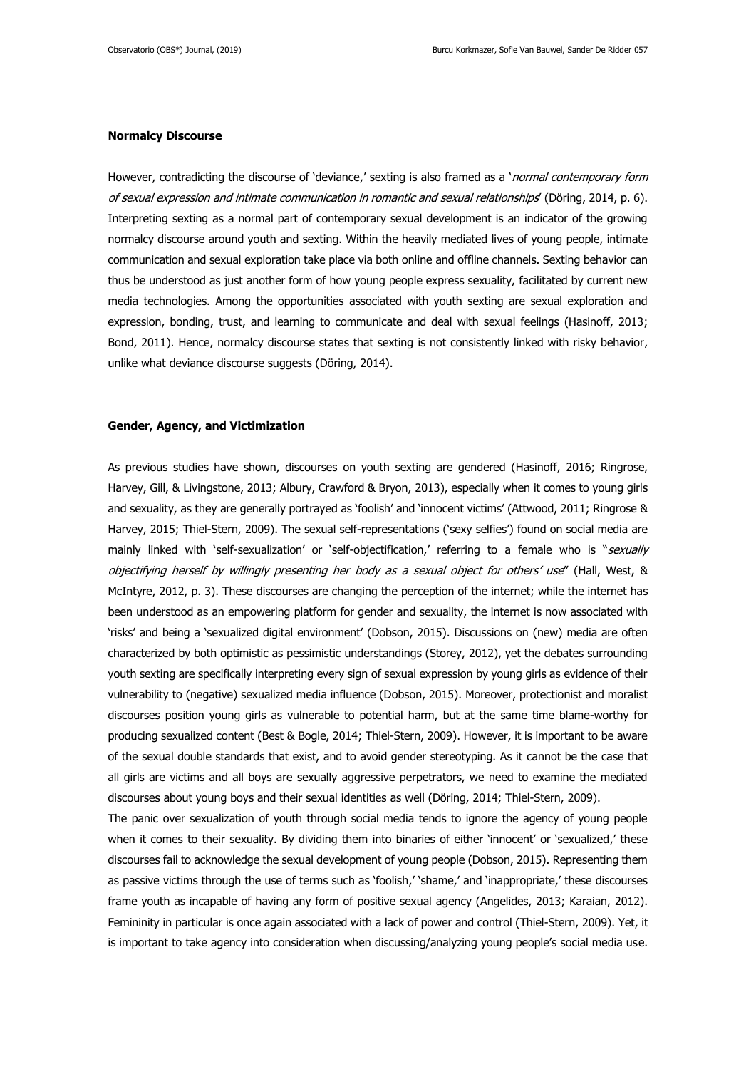**Normalcy Discourse**

However, contradicting the discourse of 'deviance,' sexting is also framed as a '*normal contemporary form of sexual expression and intimate communication in romantic and sexual relationships*' (Döring, 2014, p. 6). Interpreting sexting as a normal part of contemporary sexual development is an indicator of the growing normalcy discourse around youth and sexting. Within the heavily mediated lives of young people, intimate communication and sexual exploration take place via both online and offline channels. Sexting behavior can thus be understood as just another form of how young people express sexuality, facilitated by current new media technologies. Among the opportunities associated with youth sexting are sexual exploration and expression, bonding, trust, and learning to communicate and deal with sexual feelings (Hasinoff, 2013; Bond, 2011). Hence, normalcy discourse states that sexting is not consistently linked with risky behavior, unlike what deviance discourse suggests (Döring, 2014).

**Gender, Agency, and Victimization**

As previous studies have shown, discourses on youth sexting are gendered (Hasinoff, 2016; Ringrose, Harvey, Gill, & Livingstone, 2013; Albury, Crawford & Bryon, 2013), especially when it comes to young girls and sexuality, as they are generally portrayed as 'foolish' and 'innocent victims' (Attwood, 2011; Ringrose & Harvey, 2015; Thiel-Stern, 2009). The sexual self-representations ('sexy selfies') found on social media are mainly linked with 'self-sexualization' or 'self-objectification,' referring to a female who is "*sexually objectifying herself by willingly presenting her body as a sexual object for others' use*" (Hall, West, & McIntyre, 2012, p. 3). These discourses are changing the perception of the internet; while the internet has been understood as an empowering platform for gender and sexuality, the internet is now associated with 'risks' and being a 'sexualized digital environment' (Dobson, 2015). Discussions on (new) media are often characterized by both optimistic as pessimistic understandings (Storey, 2012), yet the debates surrounding youth sexting are specifically interpreting every sign of sexual expression by young girls as evidence of their vulnerability to (negative) sexualized media influence (Dobson, 2015). Moreover, protectionist and moralist discourses position young girls as vulnerable to potential harm, but at the same time blame-worthy for producing sexualized content (Best & Bogle, 2014; Thiel-Stern, 2009). However, it is important to be aware of the sexual double standards that exist, and to avoid gender stereotyping. As it cannot be the case that all girls are victims and all boys are sexually aggressive perpetrators, we need to examine the mediated discourses about young boys and their sexual identities as well (Döring, 2014; Thiel-Stern, 2009).

The panic over sexualization of youth through social media tends to ignore the agency of young people when it comes to their sexuality. By dividing them into binaries of either 'innocent' or 'sexualized,' these discourses fail to acknowledge the sexual development of young people (Dobson, 2015). Representing them as passive victims through the use of terms such as 'foolish,' 'shame,' and 'inappropriate,' these discourses frame youth as incapable of having any form of positive sexual agency (Angelides, 2013; Karaian, 2012). Femininity in particular is once again associated with a lack of power and control (Thiel-Stern, 2009). Yet, it is important to take agency into consideration when discussing/analyzing young people's social media use.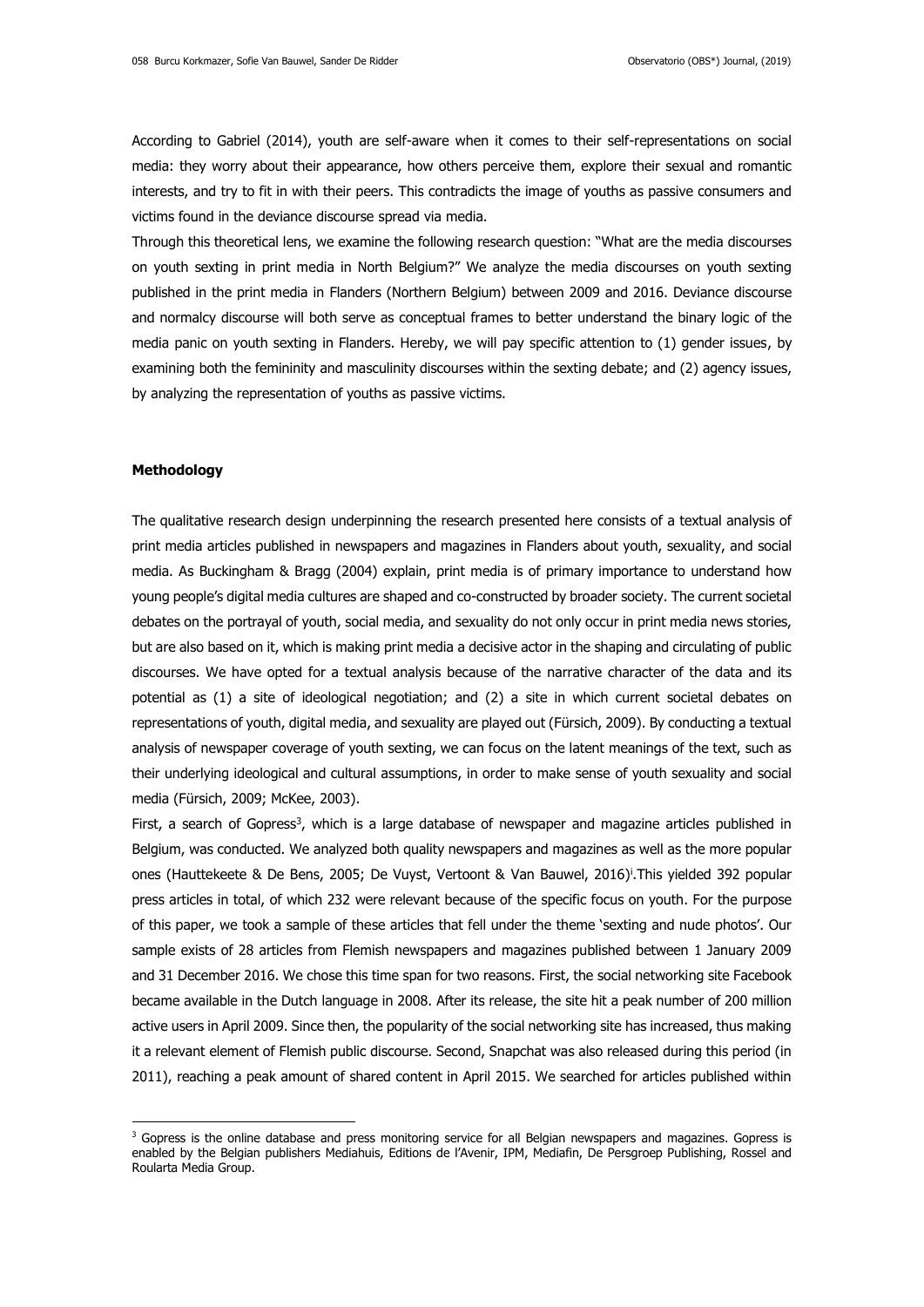According to Gabriel (2014), youth are self-aware when it comes to their self-representations on social media: they worry about their appearance, how others perceive them, explore their sexual and romantic interests, and try to fit in with their peers. This contradicts the image of youths as passive consumers and victims found in the deviance discourse spread via media.

Through this theoretical lens, we examine the following research question: "What are the media discourses on youth sexting in print media in North Belgium?" We analyze the media discourses on youth sexting published in the print media in Flanders (Northern Belgium) between 2009 and 2016. Deviance discourse and normalcy discourse will both serve as conceptual frames to better understand the binary logic of the media panic on youth sexting in Flanders. Hereby, we will pay specific attention to (1) gender issues, by examining both the femininity and masculinity discourses within the sexting debate; and (2) agency issues, by analyzing the representation of youths as passive victims.

## Methodology

The qualitative research design underpinning the research presented here consists of a textual analysis of print media articles published in newspapers and magazines in Flanders about youth, sexuality, and social media. As Buckingham & Bragg (2004) explain, print media is of primary importance to understand how young people's digital media cultures are shaped and co-constructed by broader society. The current societal debates on the portrayal of youth, social media, and sexuality do not only occur in print media news stories, but are also based on it, which is making print media a decisive actor in the shaping and circulating of public discourses. We have opted for a textual analysis because of the narrative character of the data and its potential as (1) a site of ideological negotiation; and (2) a site in which current societal debates on representations of youth, digital media, and sexuality are played out (Fürsich, 2009). By conducting a textual analysis of newspaper coverage of youth sexting, we can focus on the latent meanings of the text, such as their underlying ideological and cultural assumptions, in order to make sense of youth sexuality and social media (Fürsich, 2009; McKee, 2003).

First, a search of Gopress[3], which is a large database of newspaper and magazine articles published in Belgium, was conducted. We analyzed both quality newspapers and magazines as well as the more popular ones (Hauttekeete & De Bens, 2005; De Vuyst, Vertoont & Van Bauwel, 2016)[i].This yielded 392 popular press articles in total, of which 232 were relevant because of the specific focus on youth. For the purpose of this paper, we took a sample of these articles that fell under the theme 'sexting and nude photos'. Our sample exists of 28 articles from Flemish newspapers and magazines published between 1 January 2009 and 31 December 2016. We chose this time span for two reasons. First, the social networking site Facebook became available in the Dutch language in 2008. After its release, the site hit a peak number of 200 million active users in April 2009. Since then, the popularity of the social networking site has increased, thus making it a relevant element of Flemish public discourse. Second, Snapchat was also released during this period (in 2011), reaching a peak amount of shared content in April 2015. We searched for articles published within

---

[3] Gopress is the online database and press monitoring service for all Belgian newspapers and magazines. Gopress is enabled by the Belgian publishers Mediahuis, Editions de l'Avenir, IPM, Mediafin, De Persgroep Publishing, Rossel and Roularta Media Group.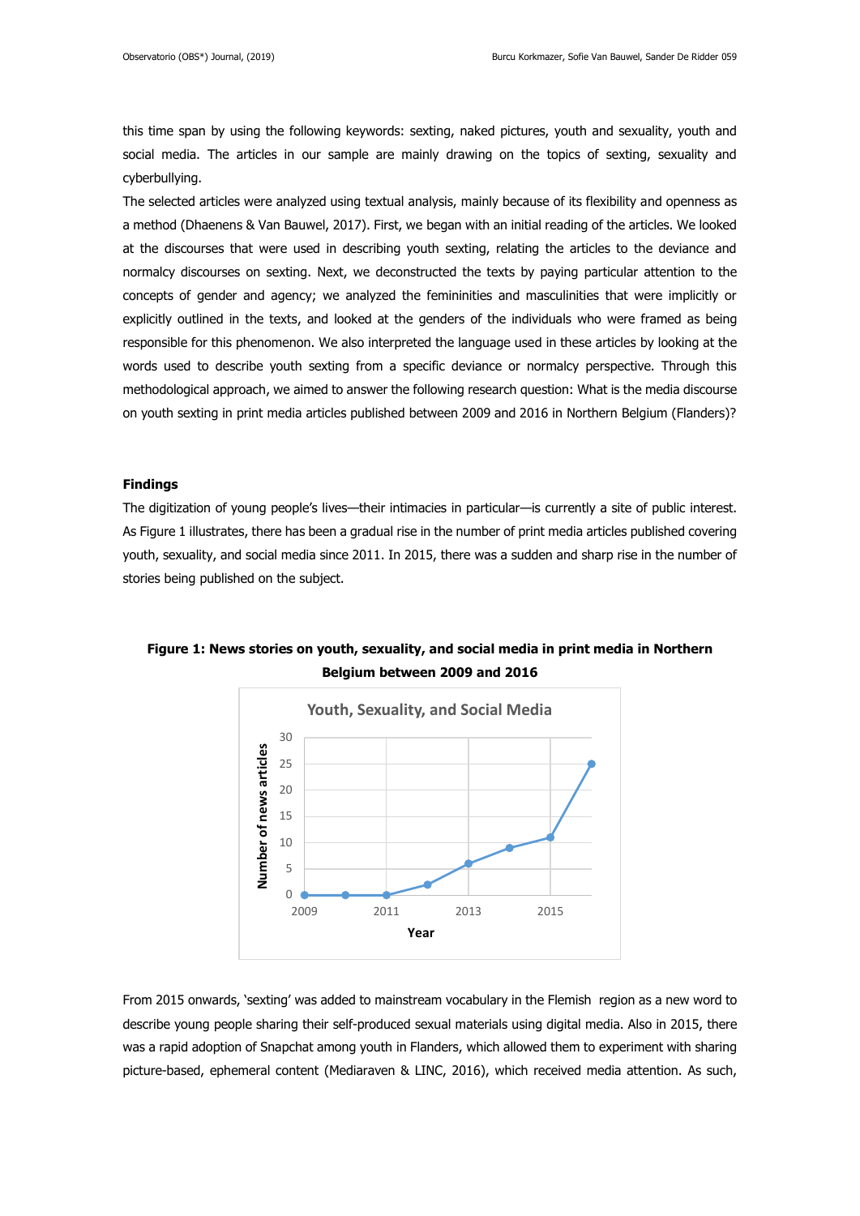this time span by using the following keywords: sexting, naked pictures, youth and sexuality, youth and social media. The articles in our sample are mainly drawing on the topics of sexting, sexuality and cyberbullying.

The selected articles were analyzed using textual analysis, mainly because of its flexibility and openness as a method (Dhaenens & Van Bauwel, 2017). First, we began with an initial reading of the articles. We looked at the discourses that were used in describing youth sexting, relating the articles to the deviance and normalcy discourses on sexting. Next, we deconstructed the texts by paying particular attention to the concepts of gender and agency; we analyzed the femininities and masculinities that were implicitly or explicitly outlined in the texts, and looked at the genders of the individuals who were framed as being responsible for this phenomenon. We also interpreted the language used in these articles by looking at the words used to describe youth sexting from a specific deviance or normalcy perspective. Through this methodological approach, we aimed to answer the following research question: What is the media discourse on youth sexting in print media articles published between 2009 and 2016 in Northern Belgium (Flanders)?

## Findings

The digitization of young people's lives—their intimacies in particular—is currently a site of public interest. As Figure 1 illustrates, there has been a gradual rise in the number of print media articles published covering youth, sexuality, and social media since 2011. In 2015, there was a sudden and sharp rise in the number of stories being published on the subject.

**Figure 1: News stories on youth, sexuality, and social media in print media in Northern Belgium between 2009 and 2016**

| Year | Number of news articles |
|---|---|
| 2009 | 0 |
| 2010 | 0 |
| 2011 | 0 |
| 2012 | 2 |
| 2013 | 6 |
| 2014 | 9 |
| 2015 | 11 |
| 2016 | 25 |

From 2015 onwards, 'sexting' was added to mainstream vocabulary in the Flemish region as a new word to describe young people sharing their self-produced sexual materials using digital media. Also in 2015, there was a rapid adoption of Snapchat among youth in Flanders, which allowed them to experiment with sharing picture-based, ephemeral content (Mediaraven & LINC, 2016), which received media attention. As such,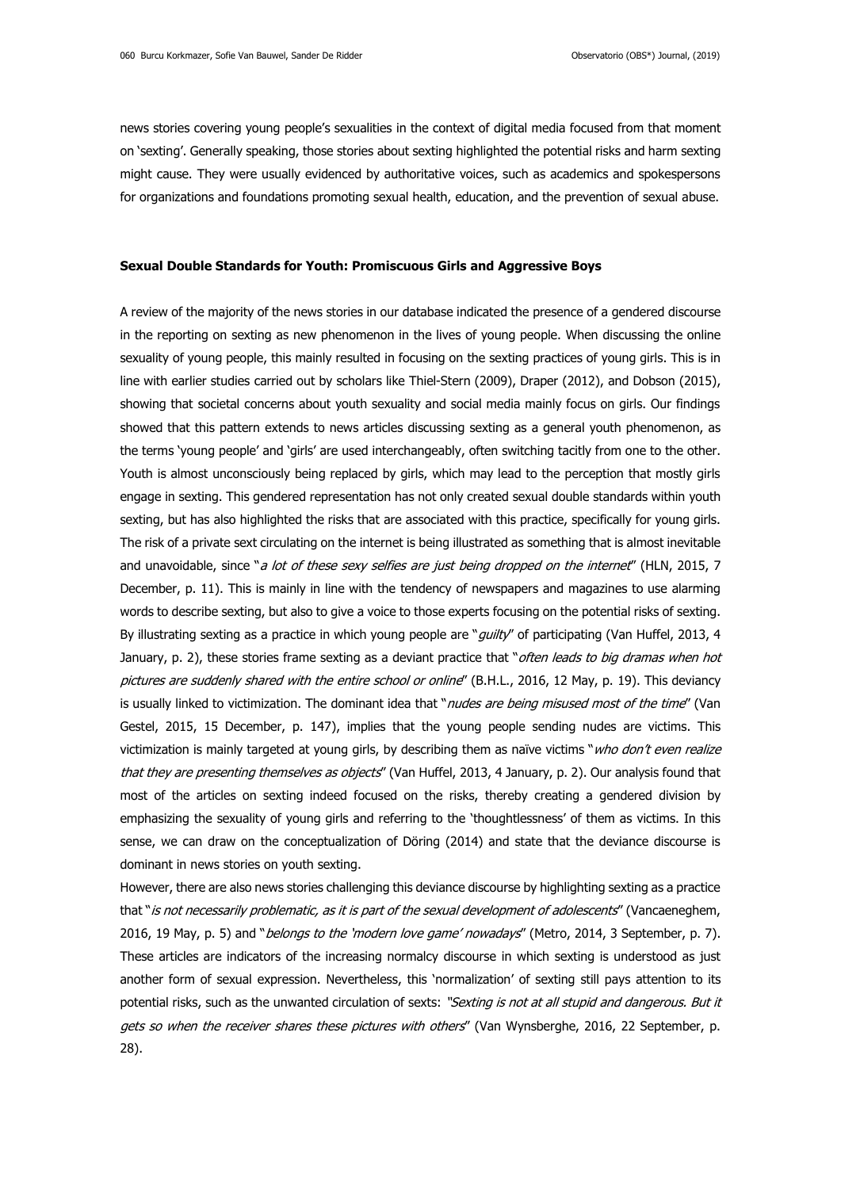news stories covering young people's sexualities in the context of digital media focused from that moment on 'sexting'. Generally speaking, those stories about sexting highlighted the potential risks and harm sexting might cause. They were usually evidenced by authoritative voices, such as academics and spokespersons for organizations and foundations promoting sexual health, education, and the prevention of sexual abuse.

**Sexual Double Standards for Youth: Promiscuous Girls and Aggressive Boys**

A review of the majority of the news stories in our database indicated the presence of a gendered discourse in the reporting on sexting as new phenomenon in the lives of young people. When discussing the online sexuality of young people, this mainly resulted in focusing on the sexting practices of young girls. This is in line with earlier studies carried out by scholars like Thiel-Stern (2009), Draper (2012), and Dobson (2015), showing that societal concerns about youth sexuality and social media mainly focus on girls. Our findings showed that this pattern extends to news articles discussing sexting as a general youth phenomenon, as the terms 'young people' and 'girls' are used interchangeably, often switching tacitly from one to the other. Youth is almost unconsciously being replaced by girls, which may lead to the perception that mostly girls engage in sexting. This gendered representation has not only created sexual double standards within youth sexting, but has also highlighted the risks that are associated with this practice, specifically for young girls. The risk of a private sext circulating on the internet is being illustrated as something that is almost inevitable and unavoidable, since "*a lot of these sexy selfies are just being dropped on the internet*" (HLN, 2015, 7 December, p. 11). This is mainly in line with the tendency of newspapers and magazines to use alarming words to describe sexting, but also to give a voice to those experts focusing on the potential risks of sexting. By illustrating sexting as a practice in which young people are "*guilty*" of participating (Van Huffel, 2013, 4 January, p. 2), these stories frame sexting as a deviant practice that "*often leads to big dramas when hot pictures are suddenly shared with the entire school or online*" (B.H.L., 2016, 12 May, p. 19). This deviancy is usually linked to victimization. The dominant idea that "*nudes are being misused most of the time*" (Van Gestel, 2015, 15 December, p. 147), implies that the young people sending nudes are victims. This victimization is mainly targeted at young girls, by describing them as naïve victims "*who don't even realize that they are presenting themselves as objects*" (Van Huffel, 2013, 4 January, p. 2). Our analysis found that most of the articles on sexting indeed focused on the risks, thereby creating a gendered division by emphasizing the sexuality of young girls and referring to the 'thoughtlessness' of them as victims. In this sense, we can draw on the conceptualization of Döring (2014) and state that the deviance discourse is dominant in news stories on youth sexting.

However, there are also news stories challenging this deviance discourse by highlighting sexting as a practice that "*is not necessarily problematic, as it is part of the sexual development of adolescents*" (Vancaeneghem, 2016, 19 May, p. 5) and "*belongs to the 'modern love game' nowadays*" (Metro, 2014, 3 September, p. 7). These articles are indicators of the increasing normalcy discourse in which sexting is understood as just another form of sexual expression. Nevertheless, this 'normalization' of sexting still pays attention to its potential risks, such as the unwanted circulation of sexts: "*Sexting is not at all stupid and dangerous. But it gets so when the receiver shares these pictures with others*" (Van Wynsberghe, 2016, 22 September, p. 28).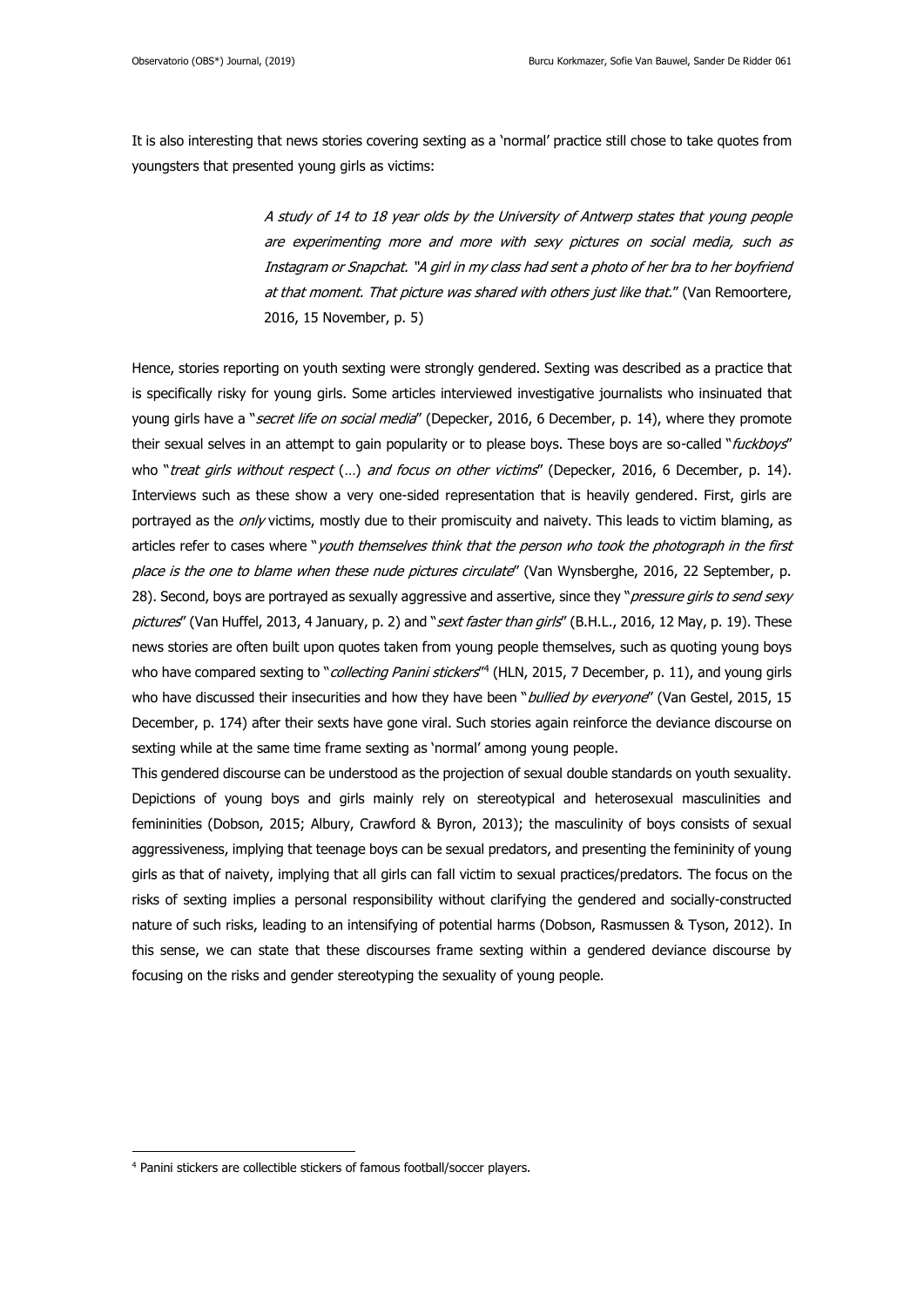It is also interesting that news stories covering sexting as a 'normal' practice still chose to take quotes from youngsters that presented young girls as victims:

> *A study of 14 to 18 year olds by the University of Antwerp states that young people are experimenting more and more with sexy pictures on social media, such as Instagram or Snapchat. "A girl in my class had sent a photo of her bra to her boyfriend at that moment. That picture was shared with others just like that.*" (Van Remoortere, 2016, 15 November, p. 5)

Hence, stories reporting on youth sexting were strongly gendered. Sexting was described as a practice that is specifically risky for young girls. Some articles interviewed investigative journalists who insinuated that young girls have a "*secret life on social media*" (Depecker, 2016, 6 December, p. 14), where they promote their sexual selves in an attempt to gain popularity or to please boys. These boys are so-called "*fuckboys*" who "*treat girls without respect* (…) *and focus on other victims*" (Depecker, 2016, 6 December, p. 14). Interviews such as these show a very one-sided representation that is heavily gendered. First, girls are portrayed as the *only* victims, mostly due to their promiscuity and naivety. This leads to victim blaming, as articles refer to cases where "*youth themselves think that the person who took the photograph in the first place is the one to blame when these nude pictures circulate*" (Van Wynsberghe, 2016, 22 September, p. 28). Second, boys are portrayed as sexually aggressive and assertive, since they "*pressure girls to send sexy pictures*" (Van Huffel, 2013, 4 January, p. 2) and "*sext faster than girls*" (B.H.L., 2016, 12 May, p. 19). These news stories are often built upon quotes taken from young people themselves, such as quoting young boys who have compared sexting to "*collecting Panini stickers*"[4] (HLN, 2015, 7 December, p. 11), and young girls who have discussed their insecurities and how they have been "*bullied by everyone*" (Van Gestel, 2015, 15 December, p. 174) after their sexts have gone viral. Such stories again reinforce the deviance discourse on sexting while at the same time frame sexting as 'normal' among young people.

This gendered discourse can be understood as the projection of sexual double standards on youth sexuality. Depictions of young boys and girls mainly rely on stereotypical and heterosexual masculinities and femininities (Dobson, 2015; Albury, Crawford & Byron, 2013); the masculinity of boys consists of sexual aggressiveness, implying that teenage boys can be sexual predators, and presenting the femininity of young girls as that of naivety, implying that all girls can fall victim to sexual practices/predators. The focus on the risks of sexting implies a personal responsibility without clarifying the gendered and socially-constructed nature of such risks, leading to an intensifying of potential harms (Dobson, Rasmussen & Tyson, 2012). In this sense, we can state that these discourses frame sexting within a gendered deviance discourse by focusing on the risks and gender stereotyping the sexuality of young people.

---

[4] Panini stickers are collectible stickers of famous football/soccer players.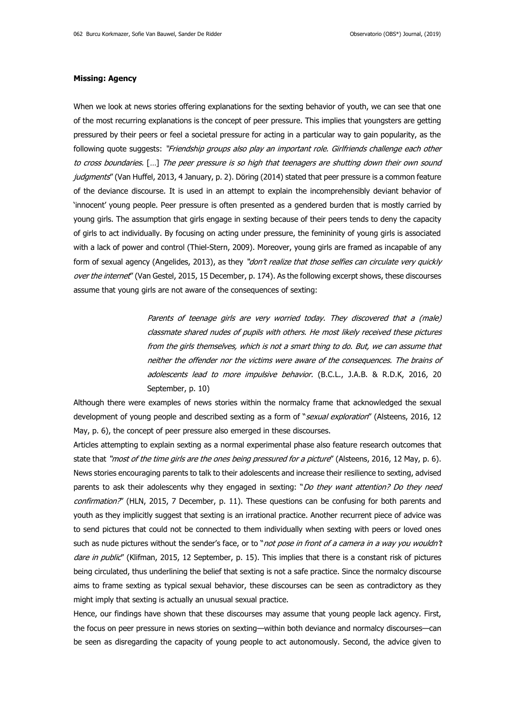**Missing: Agency**

When we look at news stories offering explanations for the sexting behavior of youth, we can see that one of the most recurring explanations is the concept of peer pressure. This implies that youngsters are getting pressured by their peers or feel a societal pressure for acting in a particular way to gain popularity, as the following quote suggests: *"Friendship groups also play an important role. Girlfriends challenge each other to cross boundaries.* […] *The peer pressure is so high that teenagers are shutting down their own sound judgments*" (Van Huffel, 2013, 4 January, p. 2). Döring (2014) stated that peer pressure is a common feature of the deviance discourse. It is used in an attempt to explain the incomprehensibly deviant behavior of 'innocent' young people. Peer pressure is often presented as a gendered burden that is mostly carried by young girls. The assumption that girls engage in sexting because of their peers tends to deny the capacity of girls to act individually. By focusing on acting under pressure, the femininity of young girls is associated with a lack of power and control (Thiel-Stern, 2009). Moreover, young girls are framed as incapable of any form of sexual agency (Angelides, 2013), as they *"don't realize that those selfies can circulate very quickly over the internet*" (Van Gestel, 2015, 15 December, p. 174). As the following excerpt shows, these discourses assume that young girls are not aware of the consequences of sexting:

> *Parents of teenage girls are very worried today. They discovered that a (male) classmate shared nudes of pupils with others. He most likely received these pictures from the girls themselves, which is not a smart thing to do. But, we can assume that neither the offender nor the victims were aware of the consequences. The brains of adolescents lead to more impulsive behavior.* (B.C.L., J.A.B. & R.D.K, 2016, 20 September, p. 10)

Although there were examples of news stories within the normalcy frame that acknowledged the sexual development of young people and described sexting as a form of "*sexual exploration*" (Alsteens, 2016, 12 May, p. 6), the concept of peer pressure also emerged in these discourses.

Articles attempting to explain sexting as a normal experimental phase also feature research outcomes that state that *"most of the time girls are the ones being pressured for a picture*" (Alsteens, 2016, 12 May, p. 6). News stories encouraging parents to talk to their adolescents and increase their resilience to sexting, advised parents to ask their adolescents why they engaged in sexting: "*Do they want attention? Do they need confirmation?*" (HLN, 2015, 7 December, p. 11). These questions can be confusing for both parents and youth as they implicitly suggest that sexting is an irrational practice. Another recurrent piece of advice was to send pictures that could not be connected to them individually when sexting with peers or loved ones such as nude pictures without the sender's face, or to "*not pose in front of a camera in a way you wouldn't dare in public*" (Klifman, 2015, 12 September, p. 15). This implies that there is a constant risk of pictures being circulated, thus underlining the belief that sexting is not a safe practice. Since the normalcy discourse aims to frame sexting as typical sexual behavior, these discourses can be seen as contradictory as they might imply that sexting is actually an unusual sexual practice.

Hence, our findings have shown that these discourses may assume that young people lack agency. First, the focus on peer pressure in news stories on sexting—within both deviance and normalcy discourses—can be seen as disregarding the capacity of young people to act autonomously. Second, the advice given to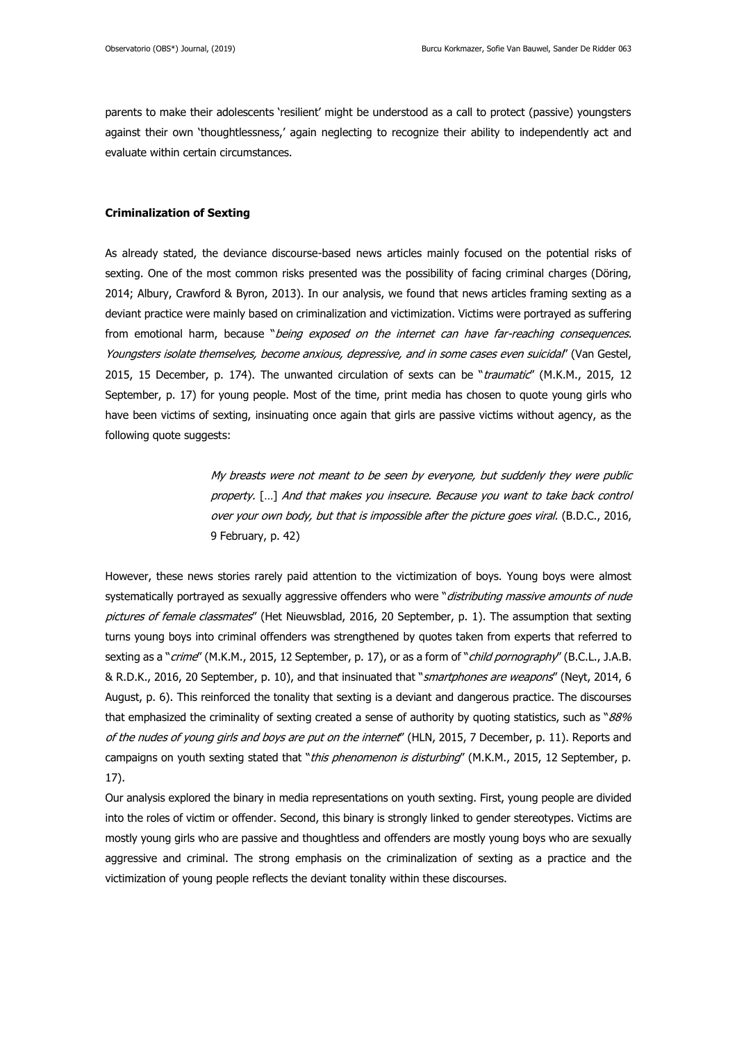parents to make their adolescents 'resilient' might be understood as a call to protect (passive) youngsters against their own 'thoughtlessness,' again neglecting to recognize their ability to independently act and evaluate within certain circumstances.

**Criminalization of Sexting**

As already stated, the deviance discourse-based news articles mainly focused on the potential risks of sexting. One of the most common risks presented was the possibility of facing criminal charges (Döring, 2014; Albury, Crawford & Byron, 2013). In our analysis, we found that news articles framing sexting as a deviant practice were mainly based on criminalization and victimization. Victims were portrayed as suffering from emotional harm, because "*being exposed on the internet can have far-reaching consequences. Youngsters isolate themselves, become anxious, depressive, and in some cases even suicidal*" (Van Gestel, 2015, 15 December, p. 174). The unwanted circulation of sexts can be "*traumatic*" (M.K.M., 2015, 12 September, p. 17) for young people. Most of the time, print media has chosen to quote young girls who have been victims of sexting, insinuating once again that girls are passive victims without agency, as the following quote suggests:

> *My breasts were not meant to be seen by everyone, but suddenly they were public property.* […] *And that makes you insecure. Because you want to take back control over your own body, but that is impossible after the picture goes viral.* (B.D.C., 2016, 9 February, p. 42)

However, these news stories rarely paid attention to the victimization of boys. Young boys were almost systematically portrayed as sexually aggressive offenders who were "*distributing massive amounts of nude pictures of female classmates*" (Het Nieuwsblad, 2016, 20 September, p. 1). The assumption that sexting turns young boys into criminal offenders was strengthened by quotes taken from experts that referred to sexting as a "*crime*" (M.K.M., 2015, 12 September, p. 17), or as a form of "*child pornography*" (B.C.L., J.A.B. & R.D.K., 2016, 20 September, p. 10), and that insinuated that "*smartphones are weapons*" (Neyt, 2014, 6 August, p. 6). This reinforced the tonality that sexting is a deviant and dangerous practice. The discourses that emphasized the criminality of sexting created a sense of authority by quoting statistics, such as "*88% of the nudes of young girls and boys are put on the internet*" (HLN, 2015, 7 December, p. 11). Reports and campaigns on youth sexting stated that "*this phenomenon is disturbing*" (M.K.M., 2015, 12 September, p. 17).

Our analysis explored the binary in media representations on youth sexting. First, young people are divided into the roles of victim or offender. Second, this binary is strongly linked to gender stereotypes. Victims are mostly young girls who are passive and thoughtless and offenders are mostly young boys who are sexually aggressive and criminal. The strong emphasis on the criminalization of sexting as a practice and the victimization of young people reflects the deviant tonality within these discourses.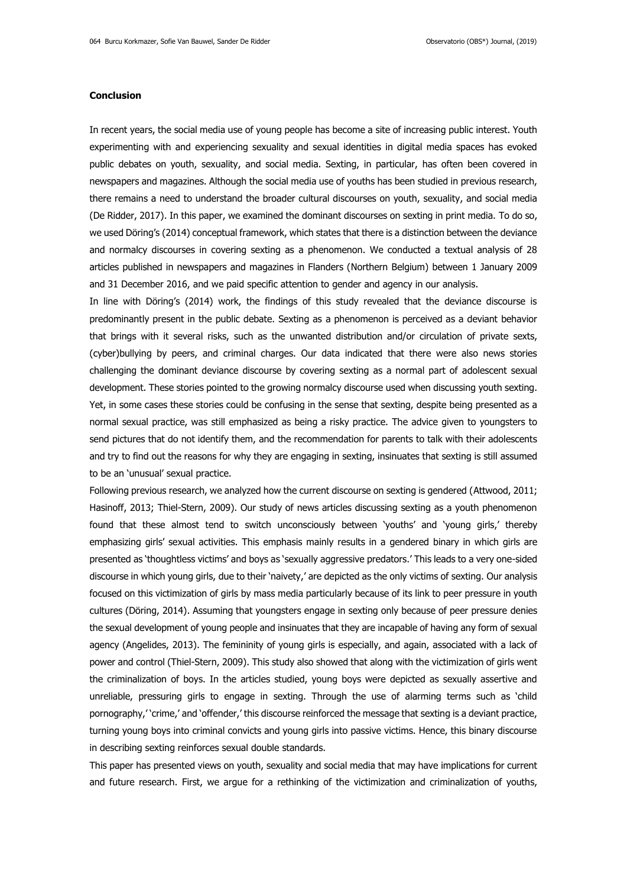**Conclusion**

In recent years, the social media use of young people has become a site of increasing public interest. Youth experimenting with and experiencing sexuality and sexual identities in digital media spaces has evoked public debates on youth, sexuality, and social media. Sexting, in particular, has often been covered in newspapers and magazines. Although the social media use of youths has been studied in previous research, there remains a need to understand the broader cultural discourses on youth, sexuality, and social media (De Ridder, 2017). In this paper, we examined the dominant discourses on sexting in print media. To do so, we used Döring's (2014) conceptual framework, which states that there is a distinction between the deviance and normalcy discourses in covering sexting as a phenomenon. We conducted a textual analysis of 28 articles published in newspapers and magazines in Flanders (Northern Belgium) between 1 January 2009 and 31 December 2016, and we paid specific attention to gender and agency in our analysis.

In line with Döring's (2014) work, the findings of this study revealed that the deviance discourse is predominantly present in the public debate. Sexting as a phenomenon is perceived as a deviant behavior that brings with it several risks, such as the unwanted distribution and/or circulation of private sexts, (cyber)bullying by peers, and criminal charges. Our data indicated that there were also news stories challenging the dominant deviance discourse by covering sexting as a normal part of adolescent sexual development. These stories pointed to the growing normalcy discourse used when discussing youth sexting. Yet, in some cases these stories could be confusing in the sense that sexting, despite being presented as a normal sexual practice, was still emphasized as being a risky practice. The advice given to youngsters to send pictures that do not identify them, and the recommendation for parents to talk with their adolescents and try to find out the reasons for why they are engaging in sexting, insinuates that sexting is still assumed to be an 'unusual' sexual practice.

Following previous research, we analyzed how the current discourse on sexting is gendered (Attwood, 2011; Hasinoff, 2013; Thiel-Stern, 2009). Our study of news articles discussing sexting as a youth phenomenon found that these almost tend to switch unconsciously between 'youths' and 'young girls,' thereby emphasizing girls' sexual activities. This emphasis mainly results in a gendered binary in which girls are presented as 'thoughtless victims' and boys as 'sexually aggressive predators.' This leads to a very one-sided discourse in which young girls, due to their 'naivety,' are depicted as the only victims of sexting. Our analysis focused on this victimization of girls by mass media particularly because of its link to peer pressure in youth cultures (Döring, 2014). Assuming that youngsters engage in sexting only because of peer pressure denies the sexual development of young people and insinuates that they are incapable of having any form of sexual agency (Angelides, 2013). The femininity of young girls is especially, and again, associated with a lack of power and control (Thiel-Stern, 2009). This study also showed that along with the victimization of girls went the criminalization of boys. In the articles studied, young boys were depicted as sexually assertive and unreliable, pressuring girls to engage in sexting. Through the use of alarming terms such as 'child pornography,' 'crime,' and 'offender,' this discourse reinforced the message that sexting is a deviant practice, turning young boys into criminal convicts and young girls into passive victims. Hence, this binary discourse in describing sexting reinforces sexual double standards.

This paper has presented views on youth, sexuality and social media that may have implications for current and future research. First, we argue for a rethinking of the victimization and criminalization of youths,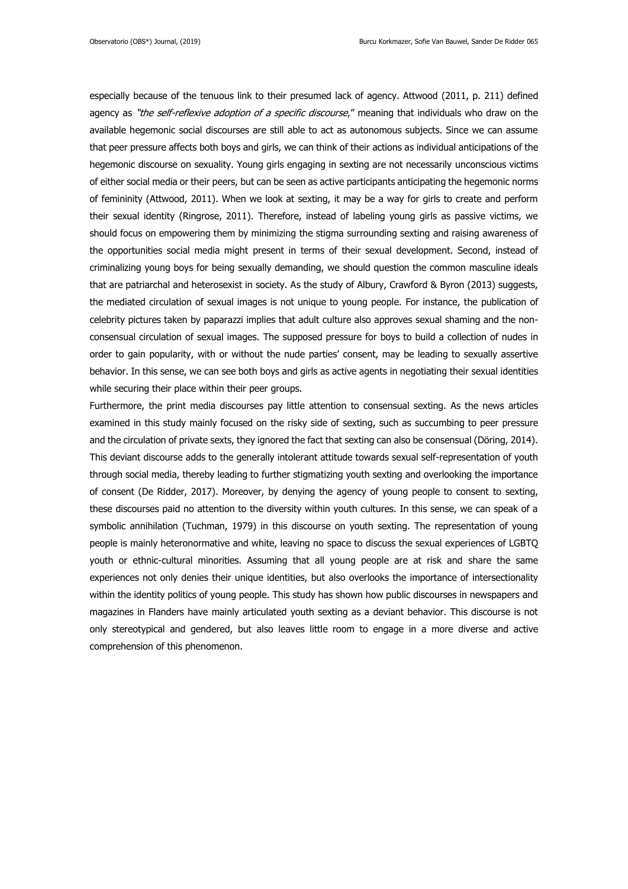especially because of the tenuous link to their presumed lack of agency. Attwood (2011, p. 211) defined agency as *"the self-reflexive adoption of a specific discourse*," meaning that individuals who draw on the available hegemonic social discourses are still able to act as autonomous subjects. Since we can assume that peer pressure affects both boys and girls, we can think of their actions as individual anticipations of the hegemonic discourse on sexuality. Young girls engaging in sexting are not necessarily unconscious victims of either social media or their peers, but can be seen as active participants anticipating the hegemonic norms of femininity (Attwood, 2011). When we look at sexting, it may be a way for girls to create and perform their sexual identity (Ringrose, 2011). Therefore, instead of labeling young girls as passive victims, we should focus on empowering them by minimizing the stigma surrounding sexting and raising awareness of the opportunities social media might present in terms of their sexual development. Second, instead of criminalizing young boys for being sexually demanding, we should question the common masculine ideals that are patriarchal and heterosexist in society. As the study of Albury, Crawford & Byron (2013) suggests, the mediated circulation of sexual images is not unique to young people. For instance, the publication of celebrity pictures taken by paparazzi implies that adult culture also approves sexual shaming and the non-consensual circulation of sexual images. The supposed pressure for boys to build a collection of nudes in order to gain popularity, with or without the nude parties' consent, may be leading to sexually assertive behavior. In this sense, we can see both boys and girls as active agents in negotiating their sexual identities while securing their place within their peer groups.

Furthermore, the print media discourses pay little attention to consensual sexting. As the news articles examined in this study mainly focused on the risky side of sexting, such as succumbing to peer pressure and the circulation of private sexts, they ignored the fact that sexting can also be consensual (Döring, 2014). This deviant discourse adds to the generally intolerant attitude towards sexual self-representation of youth through social media, thereby leading to further stigmatizing youth sexting and overlooking the importance of consent (De Ridder, 2017). Moreover, by denying the agency of young people to consent to sexting, these discourses paid no attention to the diversity within youth cultures. In this sense, we can speak of a symbolic annihilation (Tuchman, 1979) in this discourse on youth sexting. The representation of young people is mainly heteronormative and white, leaving no space to discuss the sexual experiences of LGBTQ youth or ethnic-cultural minorities. Assuming that all young people are at risk and share the same experiences not only denies their unique identities, but also overlooks the importance of intersectionality within the identity politics of young people. This study has shown how public discourses in newspapers and magazines in Flanders have mainly articulated youth sexting as a deviant behavior. This discourse is not only stereotypical and gendered, but also leaves little room to engage in a more diverse and active comprehension of this phenomenon.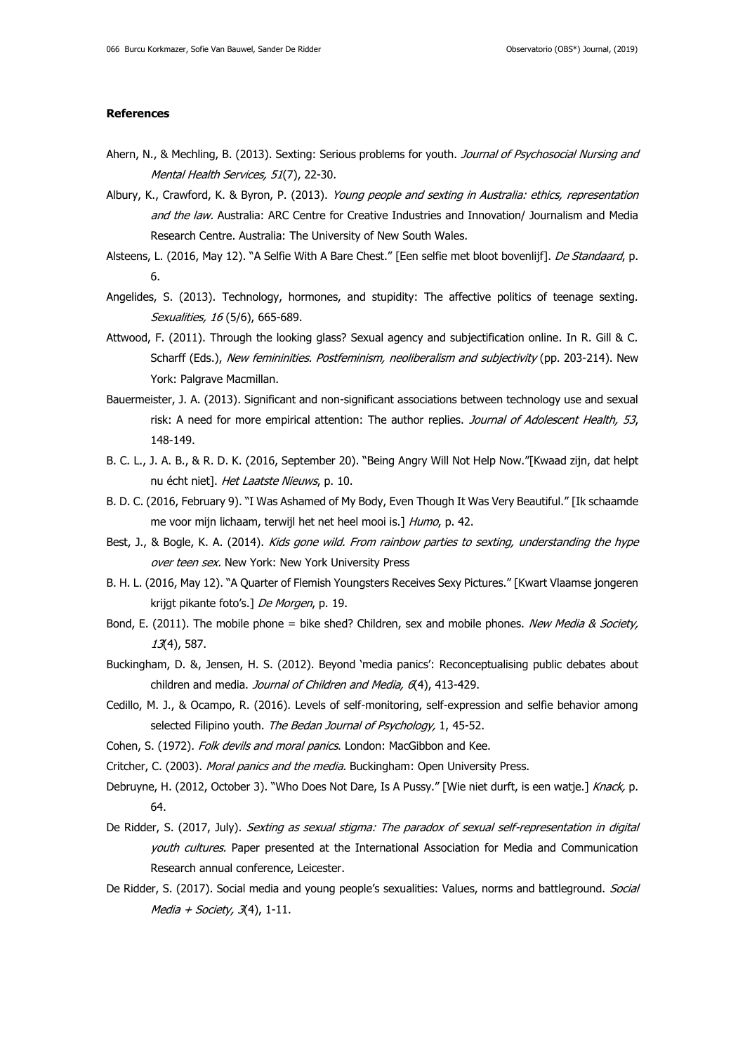**References**

Ahern, N., & Mechling, B. (2013). Sexting: Serious problems for youth. *Journal of Psychosocial Nursing and Mental Health Services, 51*(7), 22-30.

Albury, K., Crawford, K. & Byron, P. (2013). *Young people and sexting in Australia: ethics, representation and the law.* Australia: ARC Centre for Creative Industries and Innovation/ Journalism and Media Research Centre. Australia: The University of New South Wales.

Alsteens, L. (2016, May 12). "A Selfie With A Bare Chest." [Een selfie met bloot bovenlijf]. *De Standaard*, p. 6.

Angelides, S. (2013). Technology, hormones, and stupidity: The affective politics of teenage sexting. *Sexualities, 16* (5/6), 665-689.

Attwood, F. (2011). Through the looking glass? Sexual agency and subjectification online. In R. Gill & C. Scharff (Eds.), *New femininities. Postfeminism, neoliberalism and subjectivity* (pp. 203-214). New York: Palgrave Macmillan.

Bauermeister, J. A. (2013). Significant and non-significant associations between technology use and sexual risk: A need for more empirical attention: The author replies. *Journal of Adolescent Health, 53*, 148-149.

B. C. L., J. A. B., & R. D. K. (2016, September 20). "Being Angry Will Not Help Now."[Kwaad zijn, dat helpt nu écht niet]. *Het Laatste Nieuws*, p. 10.

B. D. C. (2016, February 9). "I Was Ashamed of My Body, Even Though It Was Very Beautiful." [Ik schaamde me voor mijn lichaam, terwijl het net heel mooi is.] *Humo*, p. 42.

Best, J., & Bogle, K. A. (2014). *Kids gone wild. From rainbow parties to sexting, understanding the hype over teen sex.* New York: New York University Press

B. H. L. (2016, May 12). "A Quarter of Flemish Youngsters Receives Sexy Pictures." [Kwart Vlaamse jongeren krijgt pikante foto's.] *De Morgen*, p. 19.

Bond, E. (2011). The mobile phone = bike shed? Children, sex and mobile phones. *New Media & Society, 13*(4), 587.

Buckingham, D. &, Jensen, H. S. (2012). Beyond 'media panics': Reconceptualising public debates about children and media. *Journal of Children and Media, 6*(4), 413-429.

Cedillo, M. J., & Ocampo, R. (2016). Levels of self-monitoring, self-expression and selfie behavior among selected Filipino youth. *The Bedan Journal of Psychology,* 1, 45-52.

Cohen, S. (1972). *Folk devils and moral panics*. London: MacGibbon and Kee.

Critcher, C. (2003). *Moral panics and the media.* Buckingham: Open University Press.

Debruyne, H. (2012, October 3). "Who Does Not Dare, Is A Pussy." [Wie niet durft, is een watje.] *Knack,* p. 64.

De Ridder, S. (2017, July). *Sexting as sexual stigma: The paradox of sexual self-representation in digital youth cultures.* Paper presented at the International Association for Media and Communication Research annual conference, Leicester.

De Ridder, S. (2017). Social media and young people's sexualities: Values, norms and battleground. *Social Media + Society, 3*(4), 1-11.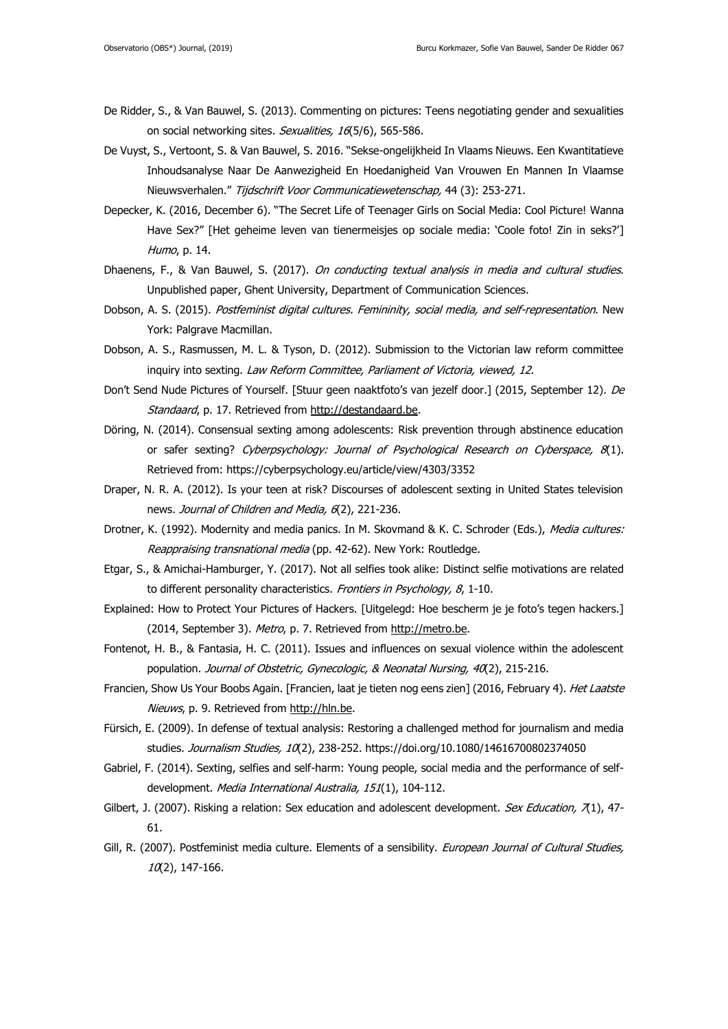De Ridder, S., & Van Bauwel, S. (2013). Commenting on pictures: Teens negotiating gender and sexualities on social networking sites. *Sexualities, 16*(5/6), 565-586.

De Vuyst, S., Vertoont, S. & Van Bauwel, S. 2016. "Sekse-ongelijkheid In Vlaams Nieuws. Een Kwantitatieve Inhoudsanalyse Naar De Aanwezigheid En Hoedanigheid Van Vrouwen En Mannen In Vlaamse Nieuwsverhalen." *Tijdschrift Voor Communicatiewetenschap,* 44 (3): 253-271.

Depecker, K. (2016, December 6). "The Secret Life of Teenager Girls on Social Media: Cool Picture! Wanna Have Sex?" [Het geheime leven van tienermeisjes op sociale media: 'Coole foto! Zin in seks?'] *Humo*, p. 14.

Dhaenens, F., & Van Bauwel, S. (2017). *On conducting textual analysis in media and cultural studies*. Unpublished paper, Ghent University, Department of Communication Sciences.

Dobson, A. S. (2015). *Postfeminist digital cultures. Femininity, social media, and self-representation*. New York: Palgrave Macmillan.

Dobson, A. S., Rasmussen, M. L. & Tyson, D. (2012). Submission to the Victorian law reform committee inquiry into sexting. *Law Reform Committee, Parliament of Victoria, viewed, 12*.

Don't Send Nude Pictures of Yourself. [Stuur geen naaktfoto's van jezelf door.] (2015, September 12). *De Standaard*, p. 17. Retrieved from http://destandaard.be.

Döring, N. (2014). Consensual sexting among adolescents: Risk prevention through abstinence education or safer sexting? *Cyberpsychology: Journal of Psychological Research on Cyberspace, 8*(1). Retrieved from: https://cyberpsychology.eu/article/view/4303/3352

Draper, N. R. A. (2012). Is your teen at risk? Discourses of adolescent sexting in United States television news. *Journal of Children and Media, 6*(2), 221-236.

Drotner, K. (1992). Modernity and media panics. In M. Skovmand & K. C. Schroder (Eds.), *Media cultures: Reappraising transnational media* (pp. 42-62). New York: Routledge.

Etgar, S., & Amichai-Hamburger, Y. (2017). Not all selfies took alike: Distinct selfie motivations are related to different personality characteristics. *Frontiers in Psychology, 8*, 1-10.

Explained: How to Protect Your Pictures of Hackers. [Uitgelegd: Hoe bescherm je je foto's tegen hackers.] (2014, September 3). *Metro*, p. 7. Retrieved from http://metro.be.

Fontenot, H. B., & Fantasia, H. C. (2011). Issues and influences on sexual violence within the adolescent population. *Journal of Obstetric, Gynecologic, & Neonatal Nursing, 40*(2), 215-216.

Francien, Show Us Your Boobs Again. [Francien, laat je tieten nog eens zien] (2016, February 4). *Het Laatste Nieuws*, p. 9. Retrieved from http://hln.be.

Fürsich, E. (2009). In defense of textual analysis: Restoring a challenged method for journalism and media studies. *Journalism Studies, 10*(2), 238-252. https://doi.org/10.1080/14616700802374050

Gabriel, F. (2014). Sexting, selfies and self-harm: Young people, social media and the performance of self-development. *Media International Australia, 151*(1), 104-112.

Gilbert, J. (2007). Risking a relation: Sex education and adolescent development. *Sex Education, 7*(1), 47-61.

Gill, R. (2007). Postfeminist media culture. Elements of a sensibility. *European Journal of Cultural Studies, 10*(2), 147-166.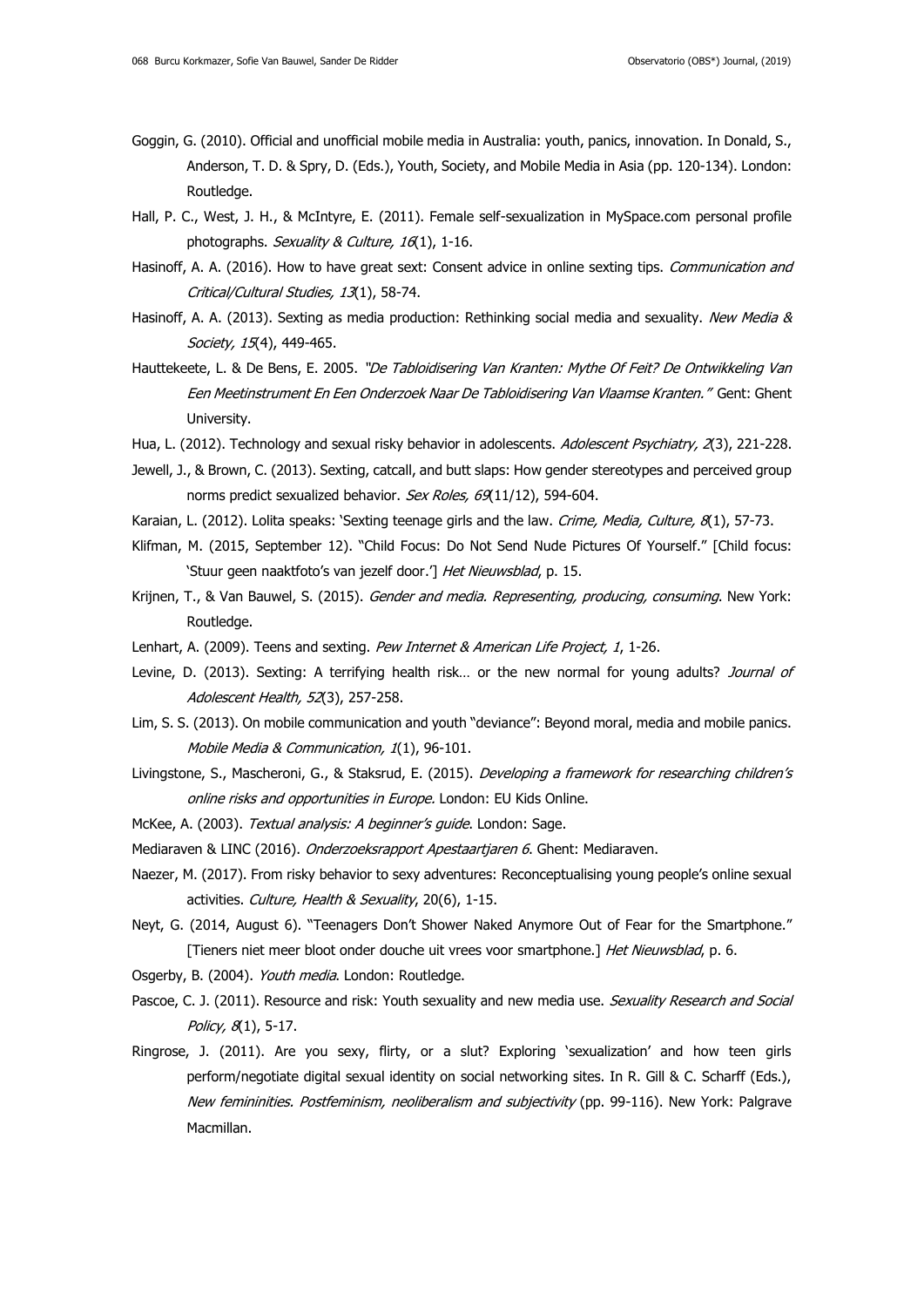Goggin, G. (2010). Official and unofficial mobile media in Australia: youth, panics, innovation. In Donald, S., Anderson, T. D. & Spry, D. (Eds.), Youth, Society, and Mobile Media in Asia (pp. 120-134). London: Routledge.

Hall, P. C., West, J. H., & McIntyre, E. (2011). Female self-sexualization in MySpace.com personal profile photographs. *Sexuality & Culture, 16*(1), 1-16.

Hasinoff, A. A. (2016). How to have great sext: Consent advice in online sexting tips. *Communication and Critical/Cultural Studies, 13*(1), 58-74.

Hasinoff, A. A. (2013). Sexting as media production: Rethinking social media and sexuality. *New Media & Society, 15*(4), 449-465.

Hauttekeete, L. & De Bens, E. 2005. *"De Tabloidisering Van Kranten: Mythe Of Feit? De Ontwikkeling Van Een Meetinstrument En Een Onderzoek Naar De Tabloidisering Van Vlaamse Kranten."* Gent: Ghent University.

Hua, L. (2012). Technology and sexual risky behavior in adolescents. *Adolescent Psychiatry, 2*(3), 221-228.

Jewell, J., & Brown, C. (2013). Sexting, catcall, and butt slaps: How gender stereotypes and perceived group norms predict sexualized behavior. *Sex Roles, 69*(11/12), 594-604.

Karaian, L. (2012). Lolita speaks: 'Sexting teenage girls and the law. *Crime, Media, Culture, 8*(1), 57-73.

Klifman, M. (2015, September 12). "Child Focus: Do Not Send Nude Pictures Of Yourself." [Child focus: 'Stuur geen naaktfoto's van jezelf door.'] *Het Nieuwsblad*, p. 15.

Krijnen, T., & Van Bauwel, S. (2015). *Gender and media. Representing, producing, consuming*. New York: Routledge.

Lenhart, A. (2009). Teens and sexting. *Pew Internet & American Life Project, 1*, 1-26.

Levine, D. (2013). Sexting: A terrifying health risk… or the new normal for young adults? *Journal of Adolescent Health, 52*(3), 257-258.

Lim, S. S. (2013). On mobile communication and youth "deviance": Beyond moral, media and mobile panics. *Mobile Media & Communication, 1*(1), 96-101.

Livingstone, S., Mascheroni, G., & Staksrud, E. (2015). *Developing a framework for researching children's online risks and opportunities in Europe.* London: EU Kids Online.

McKee, A. (2003). *Textual analysis: A beginner's guide*. London: Sage.

Mediaraven & LINC (2016). *Onderzoeksrapport Apestaartjaren 6*. Ghent: Mediaraven.

Naezer, M. (2017). From risky behavior to sexy adventures: Reconceptualising young people's online sexual activities. *Culture, Health & Sexuality*, 20(6), 1-15.

Neyt, G. (2014, August 6). "Teenagers Don't Shower Naked Anymore Out of Fear for the Smartphone." [Tieners niet meer bloot onder douche uit vrees voor smartphone.] *Het Nieuwsblad*, p. 6.

Osgerby, B. (2004). *Youth media*. London: Routledge.

Pascoe, C. J. (2011). Resource and risk: Youth sexuality and new media use. *Sexuality Research and Social Policy, 8*(1), 5-17.

Ringrose, J. (2011). Are you sexy, flirty, or a slut? Exploring 'sexualization' and how teen girls perform/negotiate digital sexual identity on social networking sites. In R. Gill & C. Scharff (Eds.), *New femininities. Postfeminism, neoliberalism and subjectivity* (pp. 99-116). New York: Palgrave Macmillan.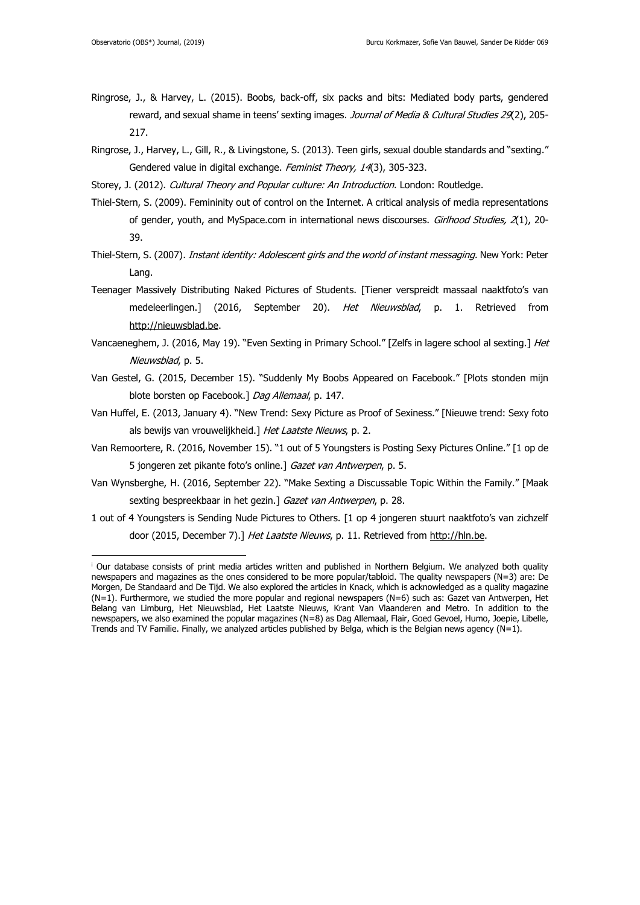Ringrose, J., & Harvey, L. (2015). Boobs, back-off, six packs and bits: Mediated body parts, gendered reward, and sexual shame in teens' sexting images. *Journal of Media & Cultural Studies 29*(2), 205-217.

Ringrose, J., Harvey, L., Gill, R., & Livingstone, S. (2013). Teen girls, sexual double standards and "sexting." Gendered value in digital exchange. *Feminist Theory, 14*(3), 305-323.

Storey, J. (2012). *Cultural Theory and Popular culture: An Introduction*. London: Routledge.

Thiel-Stern, S. (2009). Femininity out of control on the Internet. A critical analysis of media representations of gender, youth, and MySpace.com in international news discourses. *Girlhood Studies, 2*(1), 20-39.

Thiel-Stern, S. (2007). *Instant identity: Adolescent girls and the world of instant messaging*. New York: Peter Lang.

Teenager Massively Distributing Naked Pictures of Students. [Tiener verspreidt massaal naaktfoto's van medeleerlingen.] (2016, September 20). *Het Nieuwsblad*, p. 1. Retrieved from http://nieuwsblad.be.

Vancaeneghem, J. (2016, May 19). "Even Sexting in Primary School." [Zelfs in lagere school al sexting.] *Het Nieuwsblad*, p. 5.

Van Gestel, G. (2015, December 15). "Suddenly My Boobs Appeared on Facebook." [Plots stonden mijn blote borsten op Facebook.] *Dag Allemaal*, p. 147.

Van Huffel, E. (2013, January 4). "New Trend: Sexy Picture as Proof of Sexiness." [Nieuwe trend: Sexy foto als bewijs van vrouwelijkheid.] *Het Laatste Nieuws*, p. 2.

Van Remoortere, R. (2016, November 15). "1 out of 5 Youngsters is Posting Sexy Pictures Online." [1 op de 5 jongeren zet pikante foto's online.] *Gazet van Antwerpen*, p. 5.

Van Wynsberghe, H. (2016, September 22). "Make Sexting a Discussable Topic Within the Family." [Maak sexting bespreekbaar in het gezin.] *Gazet van Antwerpen*, p. 28.

1 out of 4 Youngsters is Sending Nude Pictures to Others. [1 op 4 jongeren stuurt naaktfoto's van zichzelf door (2015, December 7).] *Het Laatste Nieuws*, p. 11. Retrieved from http://hln.be.

---

[i] Our database consists of print media articles written and published in Northern Belgium. We analyzed both quality newspapers and magazines as the ones considered to be more popular/tabloid. The quality newspapers (N=3) are: De Morgen, De Standaard and De Tijd. We also explored the articles in Knack, which is acknowledged as a quality magazine (N=1). Furthermore, we studied the more popular and regional newspapers (N=6) such as: Gazet van Antwerpen, Het Belang van Limburg, Het Nieuwsblad, Het Laatste Nieuws, Krant Van Vlaanderen and Metro. In addition to the newspapers, we also examined the popular magazines (N=8) as Dag Allemaal, Flair, Goed Gevoel, Humo, Joepie, Libelle, Trends and TV Familie. Finally, we analyzed articles published by Belga, which is the Belgian news agency (N=1).